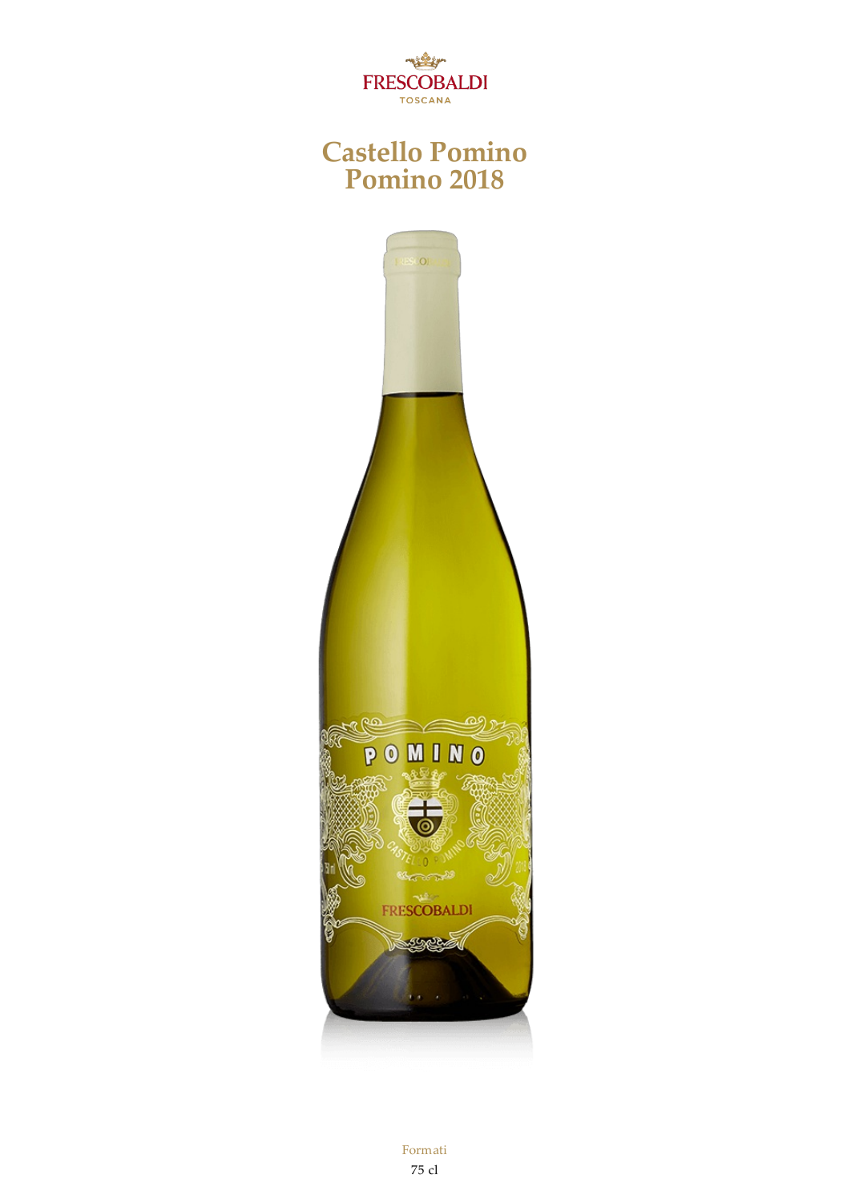FRESCOBALDI
TOSCANA

# Castello Pomino Pomino 2018

Formati

75 cl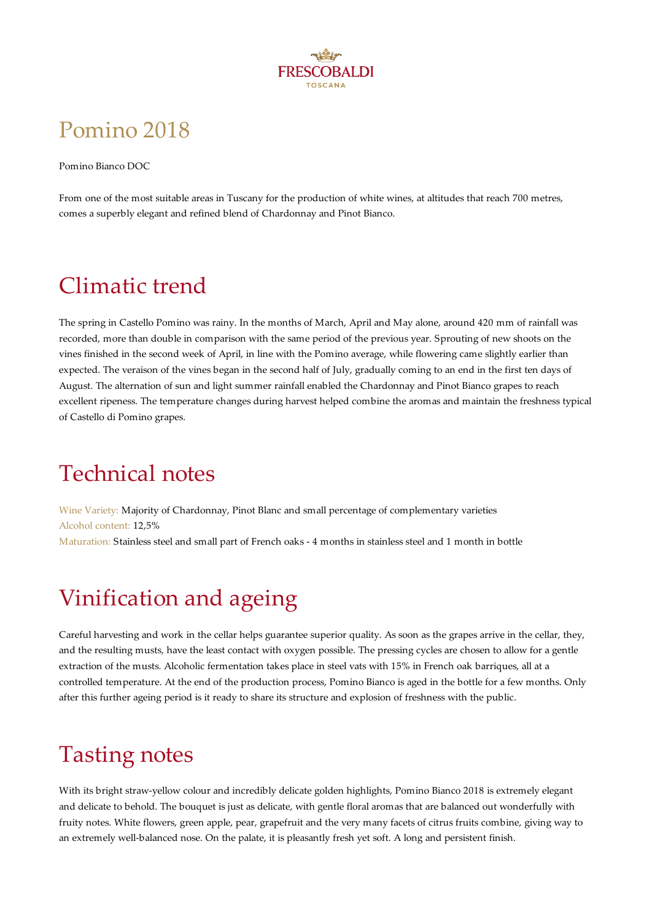# Pomino 2018

Pomino Bianco DOC

From one of the most suitable areas in Tuscany for the production of white wines, at altitudes that reach 700 metres, comes a superbly elegant and refined blend of Chardonnay and Pinot Bianco.

## Climatic trend

The spring in Castello Pomino was rainy. In the months of March, April and May alone, around 420 mm of rainfall was recorded, more than double in comparison with the same period of the previous year. Sprouting of new shoots on the vines finished in the second week of April, in line with the Pomino average, while flowering came slightly earlier than expected. The veraison of the vines began in the second half of July, gradually coming to an end in the first ten days of August. The alternation of sun and light summer rainfall enabled the Chardonnay and Pinot Bianco grapes to reach excellent ripeness. The temperature changes during harvest helped combine the aromas and maintain the freshness typical of Castello di Pomino grapes.

## Technical notes

Wine Variety: Majority of Chardonnay, Pinot Blanc and small percentage of complementary varieties
Alcohol content: 12,5%
Maturation: Stainless steel and small part of French oaks - 4 months in stainless steel and 1 month in bottle

## Vinification and ageing

Careful harvesting and work in the cellar helps guarantee superior quality. As soon as the grapes arrive in the cellar, they, and the resulting musts, have the least contact with oxygen possible. The pressing cycles are chosen to allow for a gentle extraction of the musts. Alcoholic fermentation takes place in steel vats with 15% in French oak barriques, all at a controlled temperature. At the end of the production process, Pomino Bianco is aged in the bottle for a few months. Only after this further ageing period is it ready to share its structure and explosion of freshness with the public.

## Tasting notes

With its bright straw-yellow colour and incredibly delicate golden highlights, Pomino Bianco 2018 is extremely elegant and delicate to behold. The bouquet is just as delicate, with gentle floral aromas that are balanced out wonderfully with fruity notes. White flowers, green apple, pear, grapefruit and the very many facets of citrus fruits combine, giving way to an extremely well-balanced nose. On the palate, it is pleasantly fresh yet soft. A long and persistent finish.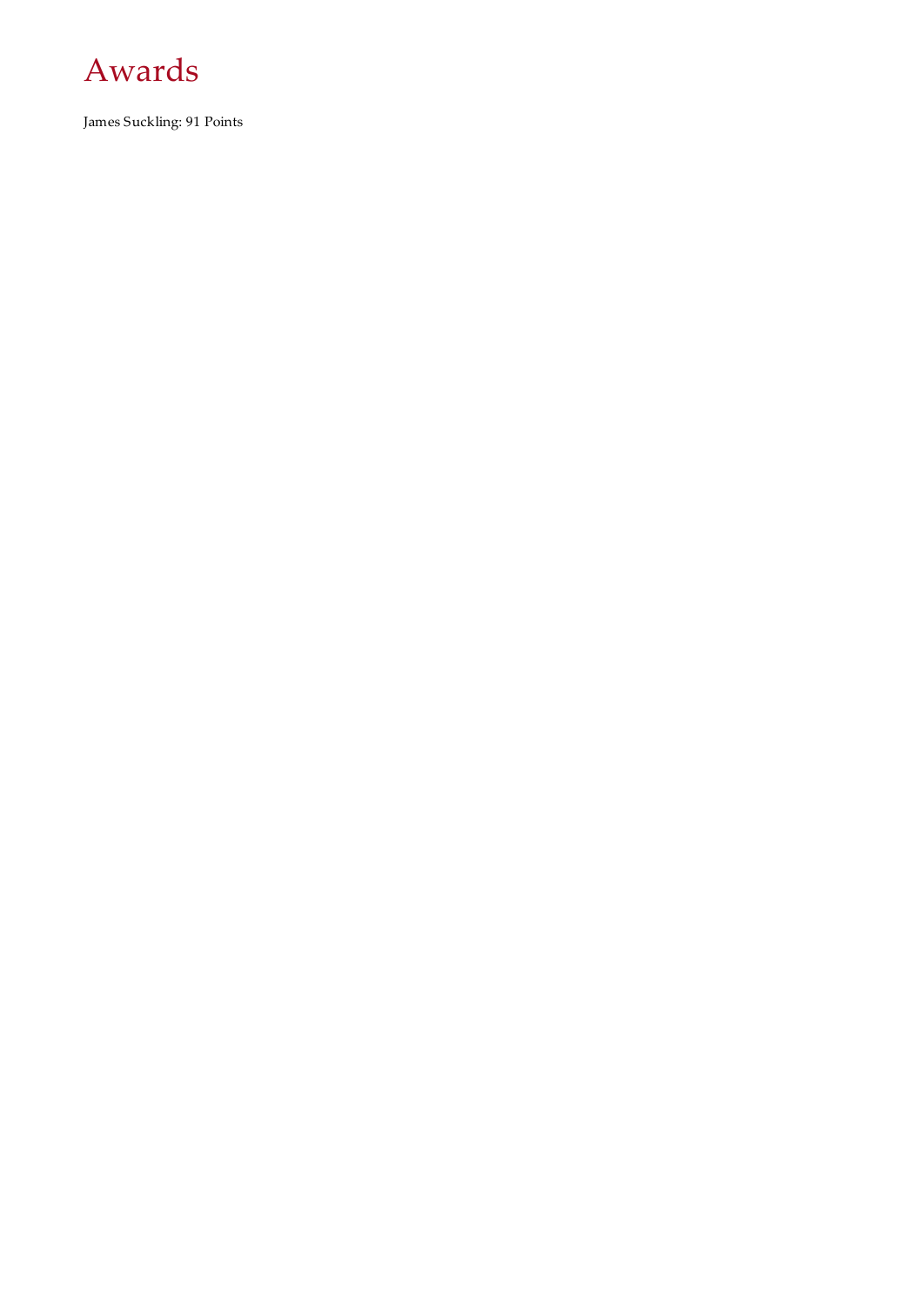# Awards

James Suckling: 91 Points